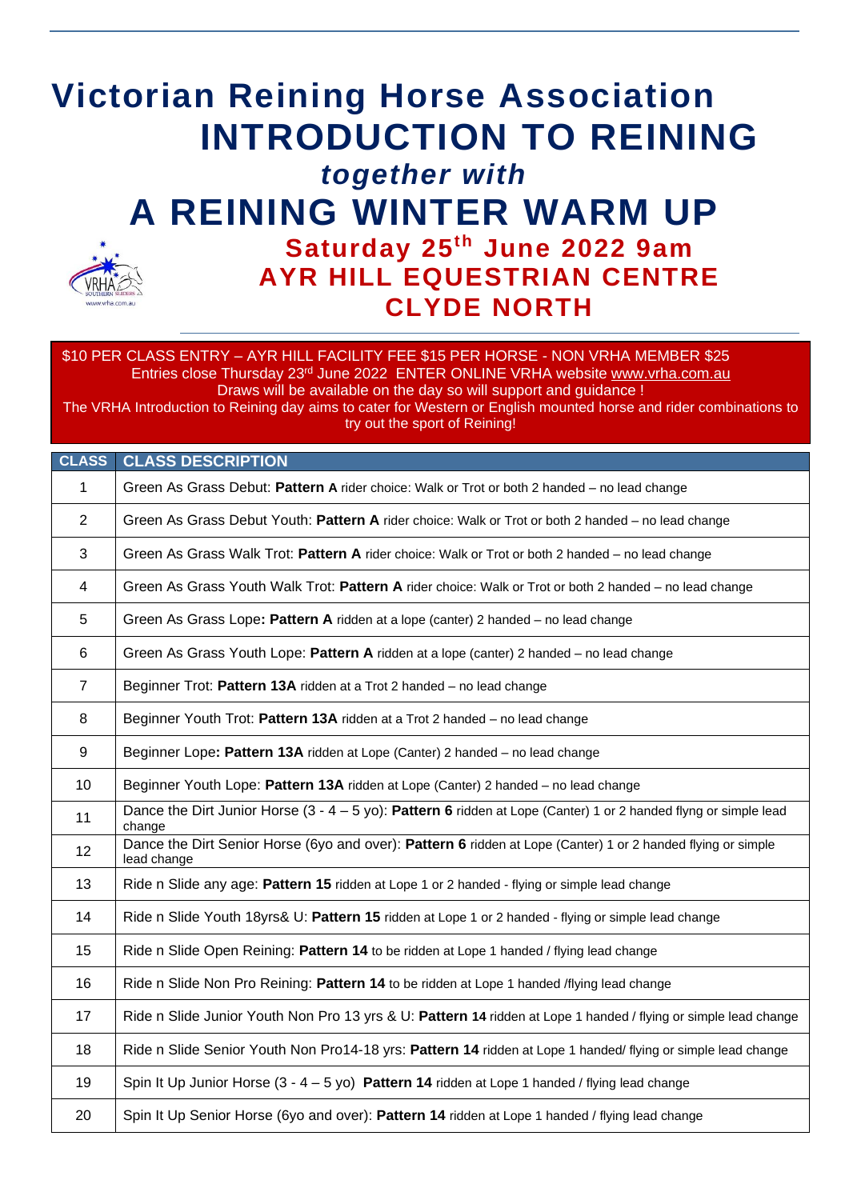# Victorian Reining Horse Association

# INTRODUCTION TO REINING

## *together with*

# A REINING WINTER WARM UP

### Saturday 25th June 2022 9am

### AYR HILL EQUESTRIAN CENTRE

### CLYDE NORTH

$10 PER CLASS ENTRY – AYR HILL FACILITY FEE $15 PER HORSE - NON VRHA MEMBER $25
Entries close Thursday 23rd June 2022 ENTER ONLINE VRHA website www.vrha.com.au
Draws will be available on the day so will support and guidance !
The VRHA Introduction to Reining day aims to cater for Western or English mounted horse and rider combinations to try out the sport of Reining!

| CLASS | CLASS DESCRIPTION |
|---|---|
| 1 | Green As Grass Debut: **Pattern A** rider choice: Walk or Trot or both 2 handed – no lead change |
| 2 | Green As Grass Debut Youth: **Pattern A** rider choice: Walk or Trot or both 2 handed – no lead change |
| 3 | Green As Grass Walk Trot: **Pattern A** rider choice: Walk or Trot or both 2 handed – no lead change |
| 4 | Green As Grass Youth Walk Trot: **Pattern A** rider choice: Walk or Trot or both 2 handed – no lead change |
| 5 | Green As Grass Lope**: Pattern A** ridden at a lope (canter) 2 handed – no lead change |
| 6 | Green As Grass Youth Lope: **Pattern A** ridden at a lope (canter) 2 handed – no lead change |
| 7 | Beginner Trot: **Pattern 13A** ridden at a Trot 2 handed – no lead change |
| 8 | Beginner Youth Trot: **Pattern 13A** ridden at a Trot 2 handed – no lead change |
| 9 | Beginner Lope**: Pattern 13A** ridden at Lope (Canter) 2 handed – no lead change |
| 10 | Beginner Youth Lope: **Pattern 13A** ridden at Lope (Canter) 2 handed – no lead change |
| 11 | Dance the Dirt Junior Horse (3 - 4 – 5 yo): **Pattern 6** ridden at Lope (Canter) 1 or 2 handed flyng or simple lead change |
| 12 | Dance the Dirt Senior Horse (6yo and over): **Pattern 6** ridden at Lope (Canter) 1 or 2 handed flying or simple lead change |
| 13 | Ride n Slide any age: **Pattern 15** ridden at Lope 1 or 2 handed - flying or simple lead change |
| 14 | Ride n Slide Youth 18yrs& U: **Pattern 15** ridden at Lope 1 or 2 handed - flying or simple lead change |
| 15 | Ride n Slide Open Reining: **Pattern 14** to be ridden at Lope 1 handed / flying lead change |
| 16 | Ride n Slide Non Pro Reining: **Pattern 14** to be ridden at Lope 1 handed /flying lead change |
| 17 | Ride n Slide Junior Youth Non Pro 13 yrs & U: **Pattern 14** ridden at Lope 1 handed / flying or simple lead change |
| 18 | Ride n Slide Senior Youth Non Pro14-18 yrs: **Pattern 14** ridden at Lope 1 handed/ flying or simple lead change |
| 19 | Spin It Up Junior Horse (3 - 4 – 5 yo) **Pattern 14** ridden at Lope 1 handed / flying lead change |
| 20 | Spin It Up Senior Horse (6yo and over): **Pattern 14** ridden at Lope 1 handed / flying lead change |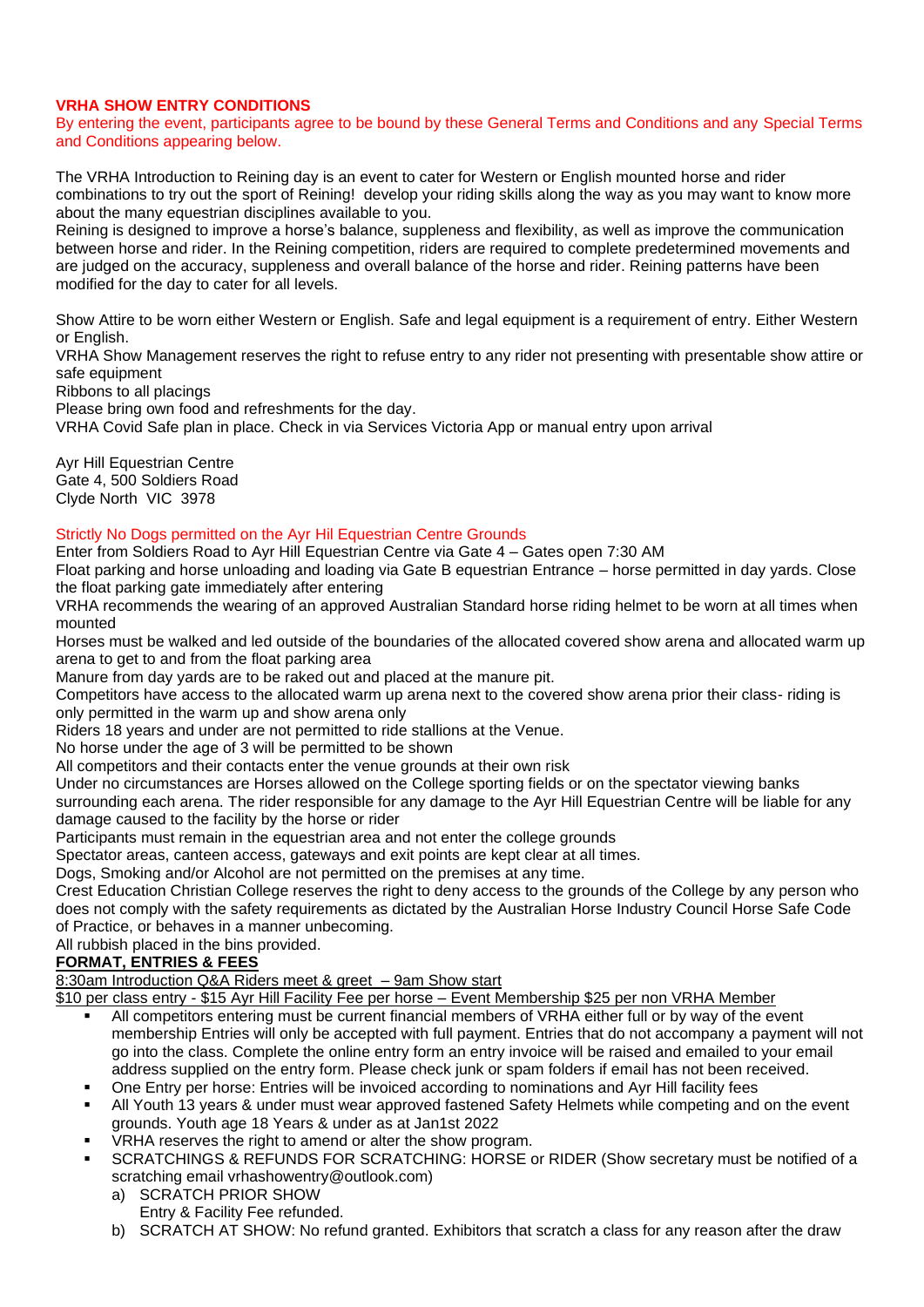**VRHA SHOW ENTRY CONDITIONS**

By entering the event, participants agree to be bound by these General Terms and Conditions and any Special Terms and Conditions appearing below.

The VRHA Introduction to Reining day is an event to cater for Western or English mounted horse and rider combinations to try out the sport of Reining! develop your riding skills along the way as you may want to know more about the many equestrian disciplines available to you.
Reining is designed to improve a horse's balance, suppleness and flexibility, as well as improve the communication between horse and rider. In the Reining competition, riders are required to complete predetermined movements and are judged on the accuracy, suppleness and overall balance of the horse and rider. Reining patterns have been modified for the day to cater for all levels.

Show Attire to be worn either Western or English. Safe and legal equipment is a requirement of entry. Either Western or English.
VRHA Show Management reserves the right to refuse entry to any rider not presenting with presentable show attire or safe equipment
Ribbons to all placings
Please bring own food and refreshments for the day.
VRHA Covid Safe plan in place. Check in via Services Victoria App or manual entry upon arrival

Ayr Hill Equestrian Centre
Gate 4, 500 Soldiers Road
Clyde North VIC 3978

Strictly No Dogs permitted on the Ayr Hil Equestrian Centre Grounds
Enter from Soldiers Road to Ayr Hill Equestrian Centre via Gate 4 – Gates open 7:30 AM
Float parking and horse unloading and loading via Gate B equestrian Entrance – horse permitted in day yards. Close the float parking gate immediately after entering
VRHA recommends the wearing of an approved Australian Standard horse riding helmet to be worn at all times when mounted
Horses must be walked and led outside of the boundaries of the allocated covered show arena and allocated warm up arena to get to and from the float parking area
Manure from day yards are to be raked out and placed at the manure pit.
Competitors have access to the allocated warm up arena next to the covered show arena prior their class- riding is only permitted in the warm up and show arena only
Riders 18 years and under are not permitted to ride stallions at the Venue.
No horse under the age of 3 will be permitted to be shown
All competitors and their contacts enter the venue grounds at their own risk
Under no circumstances are Horses allowed on the College sporting fields or on the spectator viewing banks surrounding each arena. The rider responsible for any damage to the Ayr Hill Equestrian Centre will be liable for any damage caused to the facility by the horse or rider
Participants must remain in the equestrian area and not enter the college grounds
Spectator areas, canteen access, gateways and exit points are kept clear at all times.
Dogs, Smoking and/or Alcohol are not permitted on the premises at any time.
Crest Education Christian College reserves the right to deny access to the grounds of the College by any person who does not comply with the safety requirements as dictated by the Australian Horse Industry Council Horse Safe Code of Practice, or behaves in a manner unbecoming.
All rubbish placed in the bins provided.

**FORMAT, ENTRIES & FEES**

8:30am Introduction Q&A Riders meet & greet – 9am Show start

$10 per class entry - $15 Ayr Hill Facility Fee per horse – Event Membership $25 per non VRHA Member

- All competitors entering must be current financial members of VRHA either full or by way of the event membership Entries will only be accepted with full payment. Entries that do not accompany a payment will not go into the class. Complete the online entry form an entry invoice will be raised and emailed to your email address supplied on the entry form. Please check junk or spam folders if email has not been received.
- One Entry per horse: Entries will be invoiced according to nominations and Ayr Hill facility fees
- All Youth 13 years & under must wear approved fastened Safety Helmets while competing and on the event grounds. Youth age 18 Years & under as at Jan1st 2022
- VRHA reserves the right to amend or alter the show program.
- SCRATCHINGS & REFUNDS FOR SCRATCHING: HORSE or RIDER (Show secretary must be notified of a scratching email vrhashowentry@outlook.com)
  a) SCRATCH PRIOR SHOW
     Entry & Facility Fee refunded.
  b) SCRATCH AT SHOW: No refund granted. Exhibitors that scratch a class for any reason after the draw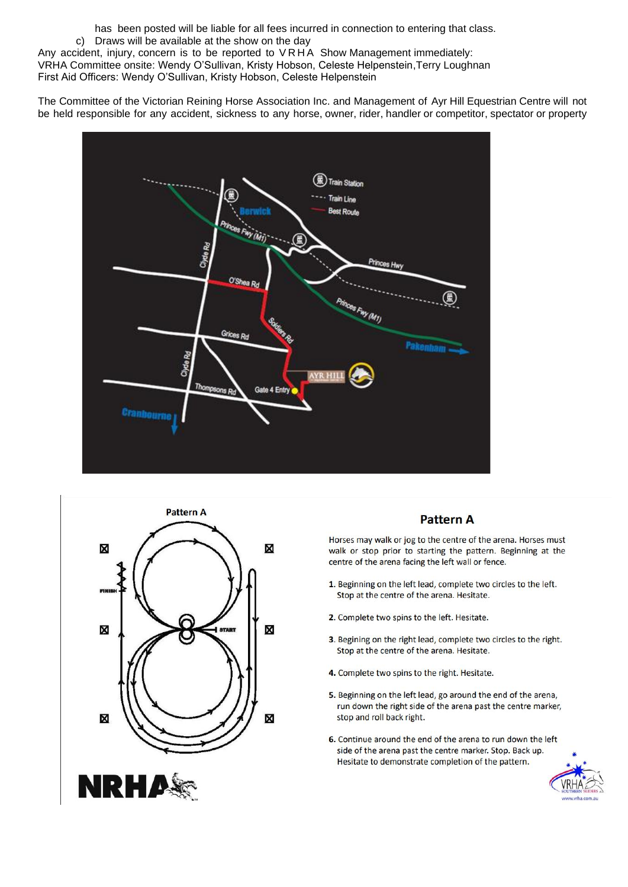has been posted will be liable for all fees incurred in connection to entering that class.

c) Draws will be available at the show on the day

Any accident, injury, concern is to be reported to VRHA Show Management immediately:
VRHA Committee onsite: Wendy O'Sullivan, Kristy Hobson, Celeste Helpenstein, Terry Loughnan
First Aid Officers: Wendy O'Sullivan, Kristy Hobson, Celeste Helpenstein

The Committee of the Victorian Reining Horse Association Inc. and Management of Ayr Hill Equestrian Centre will not be held responsible for any accident, sickness to any horse, owner, rider, handler or competitor, spectator or property

## Pattern A

Horses may walk or jog to the centre of the arena. Horses must walk or stop prior to starting the pattern. Beginning at the centre of the arena facing the left wall or fence.

1. Beginning on the left lead, complete two circles to the left. Stop at the centre of the arena. Hesitate.
2. Complete two spins to the left. Hesitate.
3. Begining on the right lead, complete two circles to the right. Stop at the centre of the arena. Hesitate.
4. Complete two spins to the right. Hesitate.
5. Beginning on the left lead, go around the end of the arena, run down the right side of the arena past the centre marker, stop and roll back right.
6. Continue around the end of the arena to run down the left side of the arena past the centre marker. Stop. Back up. Hesitate to demonstrate completion of the pattern.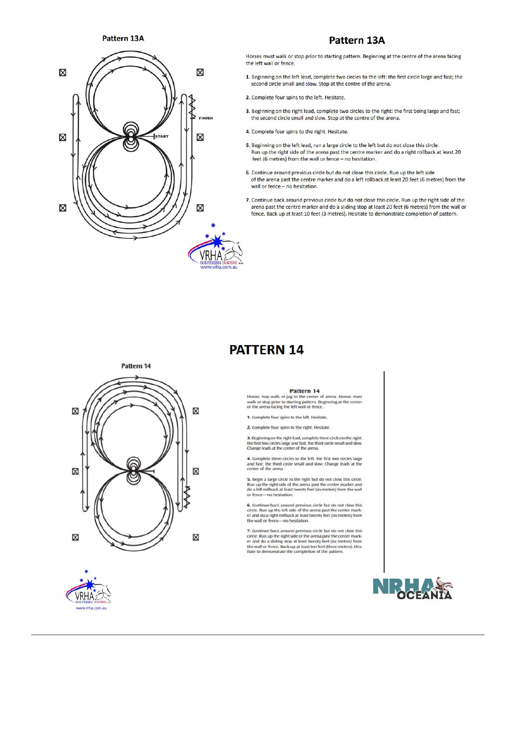## Pattern 13A

Horses must walk or stop prior to starting pattern. Beginning at the centre of the arena facing the left wall or fence.

1. Beginning on the left lead, complete two circles to the left: the first circle large and fast; the second circle small and slow. Stop at the centre of the arena.
2. Complete four spins to the left. Hesitate.
3. Beginning on the right lead, complete two circles to the right: the first being large and fast; the second circle small and slow. Stop at the centre of the arena.
4. Complete four spins to the right. Hesitate.
5. Beginning on the left lead, run a large circle to the left but do not close this circle. Run up the right side of the arena past the centre marker and do a right rollback at least 20 feet (6 metres) from the wall or fence – no hesitation.
6. Continue around previous circle but do not close this circle. Run up the left side of the arena past the centre marker and do a left rollback at least 20 feet (6 metres) from the wall or fence – no hesitation.
7. Continue back around previous circle but do not close this circle. Run up the right side of the arena past the centre marker and do a sliding stop at least 20 feet (6 metres) from the wall or fence. Back up at least 10 feet (3 metres). Hesitate to demonstrate completion of pattern.

## PATTERN 14

### Pattern 14

Horses may walk or jog to the center of arena. Horses must walk or stop prior to starting pattern. Beginning at the center of the arena facing the left wall or fence.

1. Complete four spins to the left. Hesitate.
2. Complete four spins to the right. Hesitate.
3. Beginning on the right lead, complete three circles to the right: the first two circles large and fast; the third circle small and slow. Change leads at the center of the arena.
4. Complete three circles to the left: the first two circles large and fast; the third circle small and slow. Change leads at the center of the arena.
5. Begin a large circle to the right but do not close this circle. Run up the right side of the arena past the center marker and do a left rollback at least twenty feet (six meters) from the wall or fence—no hesitation.
6. Continue back around previous circle but do not close this circle. Run up the left side of the arena past the center marker and do a right rollback at least twenty feet (six meters) from the wall or fence—no hesitation.
7. Continue back around previous circle but do not close this circle. Run up the right side of the arena past the center marker and do a sliding stop at least twenty feet (six meters) from the wall or fence. Back up at least ten feet (three meters). Hesitate to demonstrate the completion of the pattern.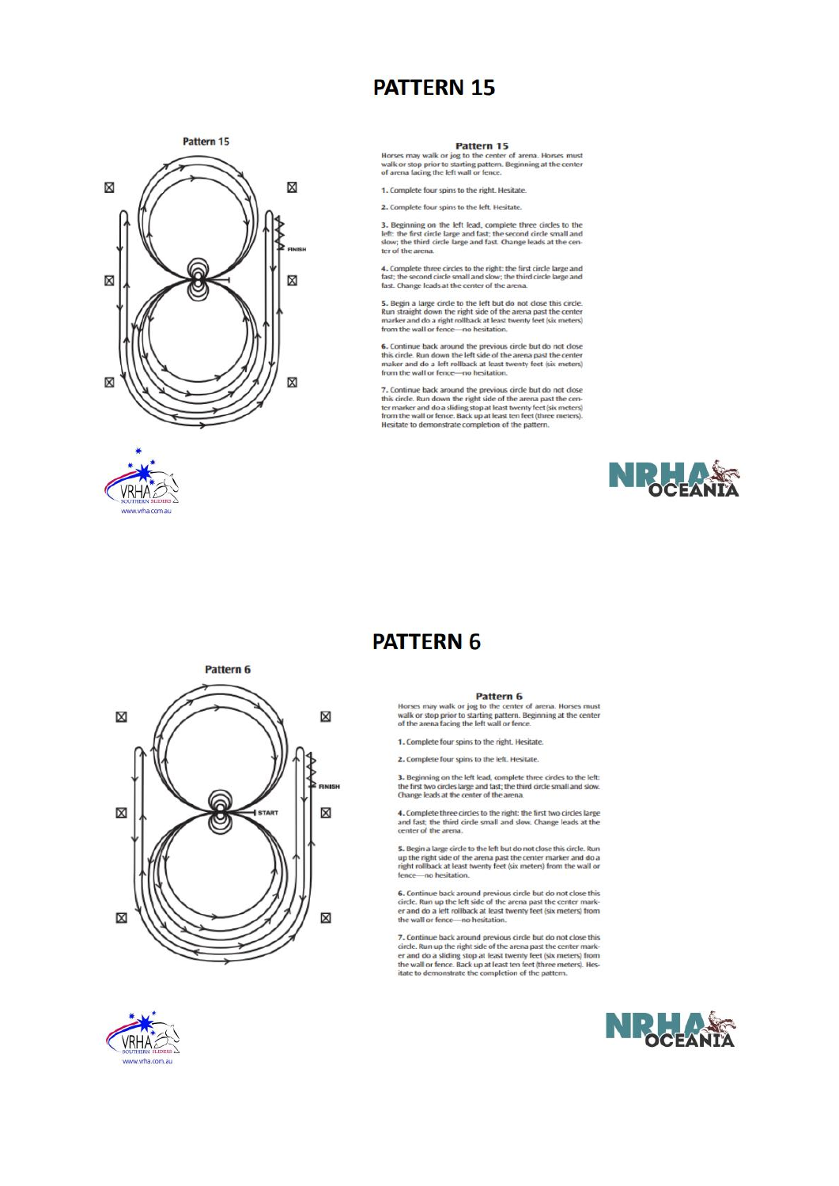# PATTERN 15

Pattern 15

FINISH

## Pattern 15

Horses may walk or jog to the center of arena. Horses must walk or stop prior to starting pattern. Beginning at the center of arena facing the left wall or fence.

**1.** Complete four spins to the right. Hesitate.

**2.** Complete four spins to the left. Hesitate.

**3.** Beginning on the left lead, complete three circles to the left: the first circle large and fast; the second circle small and slow; the third circle large and fast. Change leads at the center of the arena.

**4.** Complete three circles to the right: the first circle large and fast; the second circle small and slow; the third circle large and fast. Change leads at the center of the arena.

**5.** Begin a large circle to the left but do not close this circle. Run straight down the right side of the arena past the center marker and do a right rollback at least twenty feet (six meters) from the wall or fence—no hesitation.

**6.** Continue back around the previous circle but do not close this circle. Run down the left side of the arena past the center maker and do a left rollback at least twenty feet (six meters) from the wall or fence—no hesitation.

**7.** Continue back around the previous circle but do not close this circle. Run down the right side of the arena past the center marker and do a sliding stop at least twenty feet (six meters) from the wall or fence. Back up at least ten feet (three meters). Hesitate to demonstrate completion of the pattern.

VRHA SOUTHERN SLIDERS
www.vrha.com.au

NRHA OCEANIA

# PATTERN 6

Pattern 6

FINISH

START

## Pattern 6

Horses may walk or jog to the center of arena. Horses must walk or stop prior to starting pattern. Beginning at the center of the arena facing the left wall or fence.

**1.** Complete four spins to the right. Hesitate.

**2.** Complete four spins to the left. Hesitate.

**3.** Beginning on the left lead, complete three circles to the left: the first two circles large and fast; the third circle small and slow. Change leads at the center of the arena.

**4.** Complete three circles to the right: the first two circles large and fast; the third circle small and slow. Change leads at the center of the arena.

**5.** Begin a large circle to the left but do not close this circle. Run up the right side of the arena past the center marker and do a right rollback at least twenty feet (six meters) from the wall or fence—no hesitation.

**6.** Continue back around previous circle but do not close this circle. Run up the left side of the arena past the center marker and do a left rollback at least twenty feet (six meters) from the wall or fence—no hesitation.

**7.** Continue back around previous circle but do not close this circle. Run up the right side of the arena past the center marker and do a sliding stop at least twenty feet (six meters) from the wall or fence. Back up at least ten feet (three meters). Hesitate to demonstrate the completion of the pattern.

VRHA SOUTHERN SLIDERS
www.vrha.com.au

NRHA OCEANIA